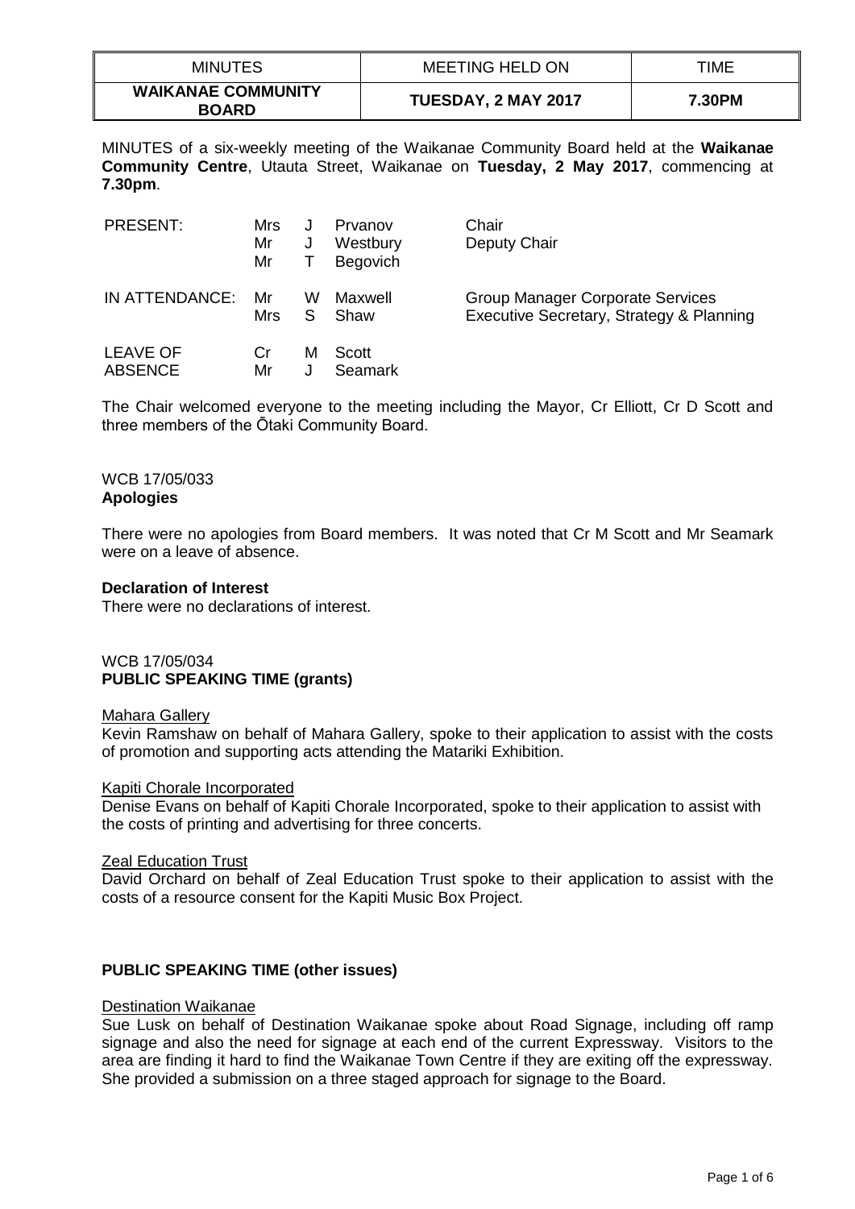| MINUTES | MEETING HELD ON | TIME |
|---|---|---|
| **WAIKANAE COMMUNITY BOARD** | **TUESDAY, 2 MAY 2017** | **7.30PM** |

MINUTES of a six-weekly meeting of the Waikanae Community Board held at the **Waikanae Community Centre**, Utauta Street, Waikanae on **Tuesday, 2 May 2017**, commencing at **7.30pm**.

| | | | | |
|---|---|---|---|---|
| PRESENT: | Mrs | J | Prvanov | Chair |
| | Mr | J | Westbury | Deputy Chair |
| | Mr | T | Begovich | |
| IN ATTENDANCE: | Mr | W | Maxwell | Group Manager Corporate Services |
| | Mrs | S | Shaw | Executive Secretary, Strategy & Planning |
| LEAVE OF ABSENCE | Cr | M | Scott | |
| | Mr | J | Seamark | |

The Chair welcomed everyone to the meeting including the Mayor, Cr Elliott, Cr D Scott and three members of the Ōtaki Community Board.

WCB 17/05/033
**Apologies**

There were no apologies from Board members. It was noted that Cr M Scott and Mr Seamark were on a leave of absence.

**Declaration of Interest**
There were no declarations of interest.

WCB 17/05/034
**PUBLIC SPEAKING TIME (grants)**

Mahara Gallery
Kevin Ramshaw on behalf of Mahara Gallery, spoke to their application to assist with the costs of promotion and supporting acts attending the Matariki Exhibition.

Kapiti Chorale Incorporated
Denise Evans on behalf of Kapiti Chorale Incorporated, spoke to their application to assist with the costs of printing and advertising for three concerts.

Zeal Education Trust
David Orchard on behalf of Zeal Education Trust spoke to their application to assist with the costs of a resource consent for the Kapiti Music Box Project.

**PUBLIC SPEAKING TIME (other issues)**

Destination Waikanae
Sue Lusk on behalf of Destination Waikanae spoke about Road Signage, including off ramp signage and also the need for signage at each end of the current Expressway. Visitors to the area are finding it hard to find the Waikanae Town Centre if they are exiting off the expressway. She provided a submission on a three staged approach for signage to the Board.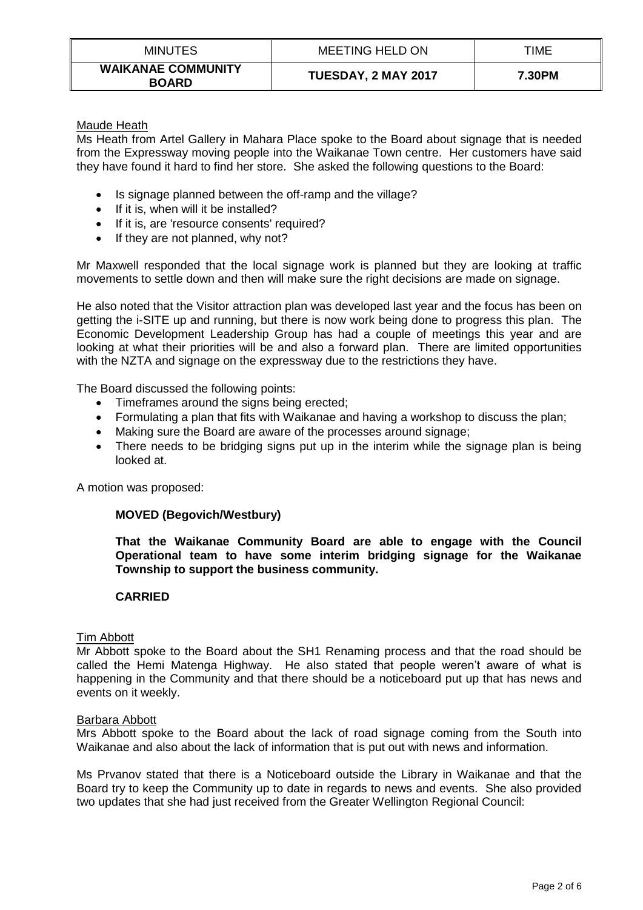Maude Heath

Ms Heath from Artel Gallery in Mahara Place spoke to the Board about signage that is needed from the Expressway moving people into the Waikanae Town centre. Her customers have said they have found it hard to find her store. She asked the following questions to the Board:

- Is signage planned between the off-ramp and the village?
- If it is, when will it be installed?
- If it is, are 'resource consents' required?
- If they are not planned, why not?

Mr Maxwell responded that the local signage work is planned but they are looking at traffic movements to settle down and then will make sure the right decisions are made on signage.

He also noted that the Visitor attraction plan was developed last year and the focus has been on getting the i-SITE up and running, but there is now work being done to progress this plan. The Economic Development Leadership Group has had a couple of meetings this year and are looking at what their priorities will be and also a forward plan. There are limited opportunities with the NZTA and signage on the expressway due to the restrictions they have.

The Board discussed the following points:

- Timeframes around the signs being erected;
- Formulating a plan that fits with Waikanae and having a workshop to discuss the plan;
- Making sure the Board are aware of the processes around signage;
- There needs to be bridging signs put up in the interim while the signage plan is being looked at.

A motion was proposed:

**MOVED (Begovich/Westbury)**

**That the Waikanae Community Board are able to engage with the Council Operational team to have some interim bridging signage for the Waikanae Township to support the business community.**

**CARRIED**

Tim Abbott

Mr Abbott spoke to the Board about the SH1 Renaming process and that the road should be called the Hemi Matenga Highway. He also stated that people weren't aware of what is happening in the Community and that there should be a noticeboard put up that has news and events on it weekly.

Barbara Abbott

Mrs Abbott spoke to the Board about the lack of road signage coming from the South into Waikanae and also about the lack of information that is put out with news and information.

Ms Prvanov stated that there is a Noticeboard outside the Library in Waikanae and that the Board try to keep the Community up to date in regards to news and events. She also provided two updates that she had just received from the Greater Wellington Regional Council: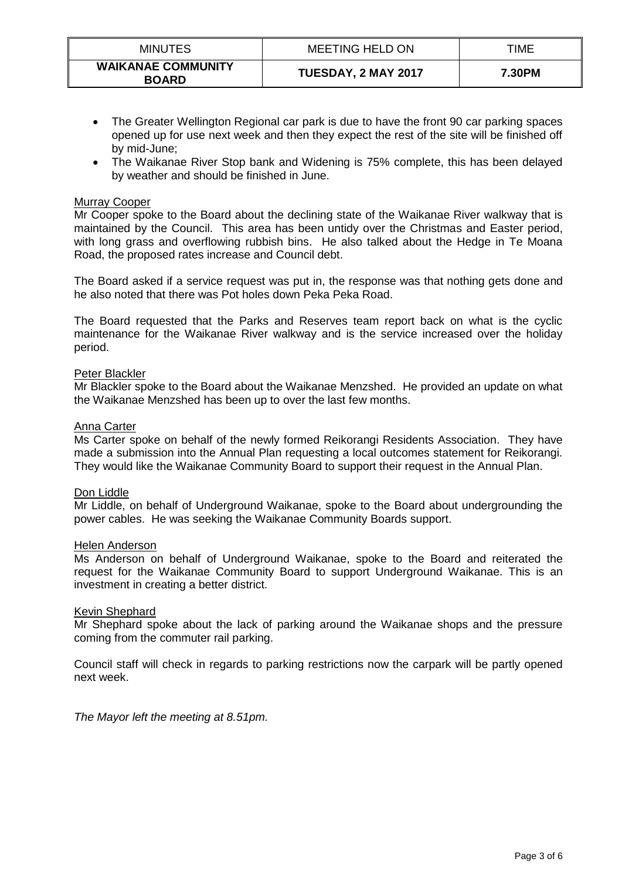- The Greater Wellington Regional car park is due to have the front 90 car parking spaces opened up for use next week and then they expect the rest of the site will be finished off by mid-June;
- The Waikanae River Stop bank and Widening is 75% complete, this has been delayed by weather and should be finished in June.

Murray Cooper

Mr Cooper spoke to the Board about the declining state of the Waikanae River walkway that is maintained by the Council. This area has been untidy over the Christmas and Easter period, with long grass and overflowing rubbish bins. He also talked about the Hedge in Te Moana Road, the proposed rates increase and Council debt.

The Board asked if a service request was put in, the response was that nothing gets done and he also noted that there was Pot holes down Peka Peka Road.

The Board requested that the Parks and Reserves team report back on what is the cyclic maintenance for the Waikanae River walkway and is the service increased over the holiday period.

Peter Blackler

Mr Blackler spoke to the Board about the Waikanae Menzshed. He provided an update on what the Waikanae Menzshed has been up to over the last few months.

Anna Carter

Ms Carter spoke on behalf of the newly formed Reikorangi Residents Association. They have made a submission into the Annual Plan requesting a local outcomes statement for Reikorangi. They would like the Waikanae Community Board to support their request in the Annual Plan.

Don Liddle

Mr Liddle, on behalf of Underground Waikanae, spoke to the Board about undergrounding the power cables. He was seeking the Waikanae Community Boards support.

Helen Anderson

Ms Anderson on behalf of Underground Waikanae, spoke to the Board and reiterated the request for the Waikanae Community Board to support Underground Waikanae. This is an investment in creating a better district.

Kevin Shephard

Mr Shephard spoke about the lack of parking around the Waikanae shops and the pressure coming from the commuter rail parking.

Council staff will check in regards to parking restrictions now the carpark will be partly opened next week.

*The Mayor left the meeting at 8.51pm.*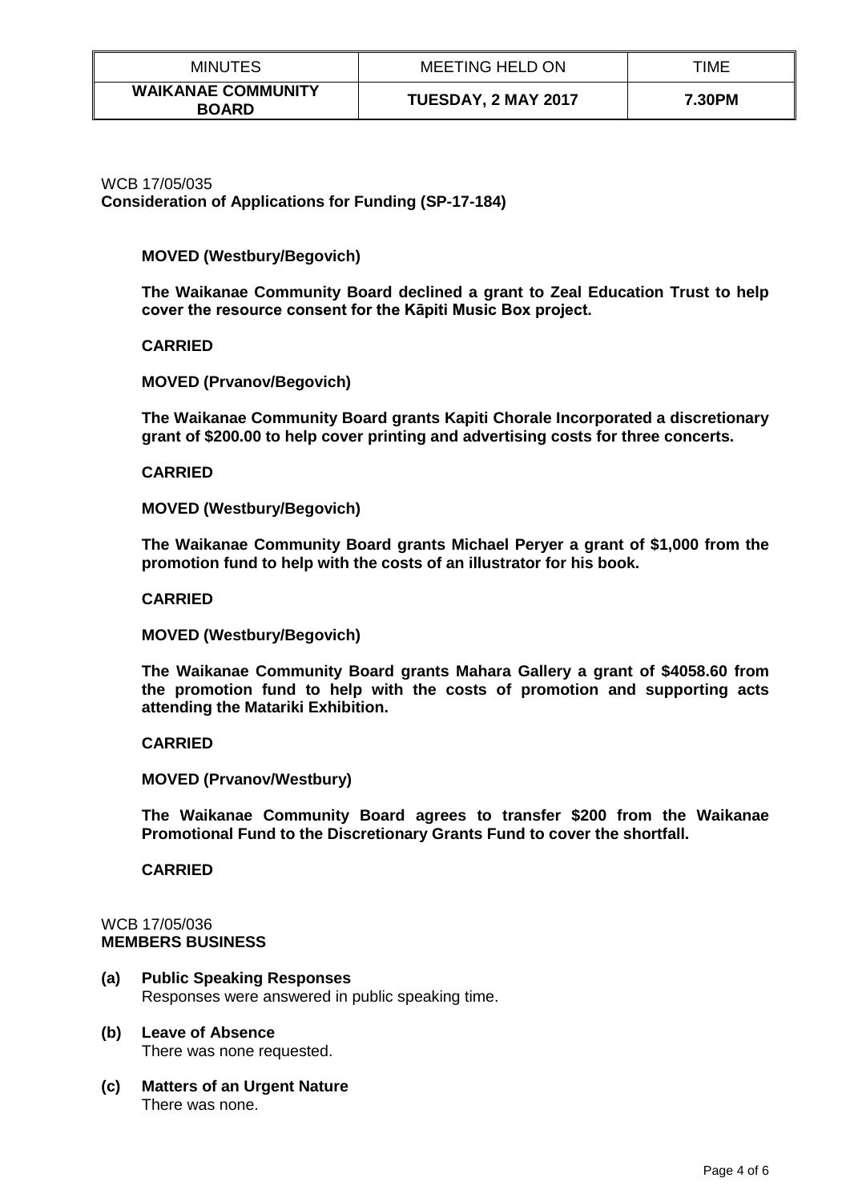| MINUTES | MEETING HELD ON | TIME |
| --- | --- | --- |
| **WAIKANAE COMMUNITY BOARD** | **TUESDAY, 2 MAY 2017** | **7.30PM** |

WCB 17/05/035
**Consideration of Applications for Funding (SP-17-184)**

**MOVED (Westbury/Begovich)**

**The Waikanae Community Board declined a grant to Zeal Education Trust to help cover the resource consent for the Kāpiti Music Box project.**

**CARRIED**

**MOVED (Prvanov/Begovich)**

**The Waikanae Community Board grants Kapiti Chorale Incorporated a discretionary grant of $200.00 to help cover printing and advertising costs for three concerts.**

**CARRIED**

**MOVED (Westbury/Begovich)**

**The Waikanae Community Board grants Michael Peryer a grant of $1,000 from the promotion fund to help with the costs of an illustrator for his book.**

**CARRIED**

**MOVED (Westbury/Begovich)**

**The Waikanae Community Board grants Mahara Gallery a grant of $4058.60 from the promotion fund to help with the costs of promotion and supporting acts attending the Matariki Exhibition.**

**CARRIED**

**MOVED (Prvanov/Westbury)**

**The Waikanae Community Board agrees to transfer $200 from the Waikanae Promotional Fund to the Discretionary Grants Fund to cover the shortfall.**

**CARRIED**

WCB 17/05/036
**MEMBERS BUSINESS**

**(a) Public Speaking Responses**
Responses were answered in public speaking time.

**(b) Leave of Absence**
There was none requested.

**(c) Matters of an Urgent Nature**
There was none.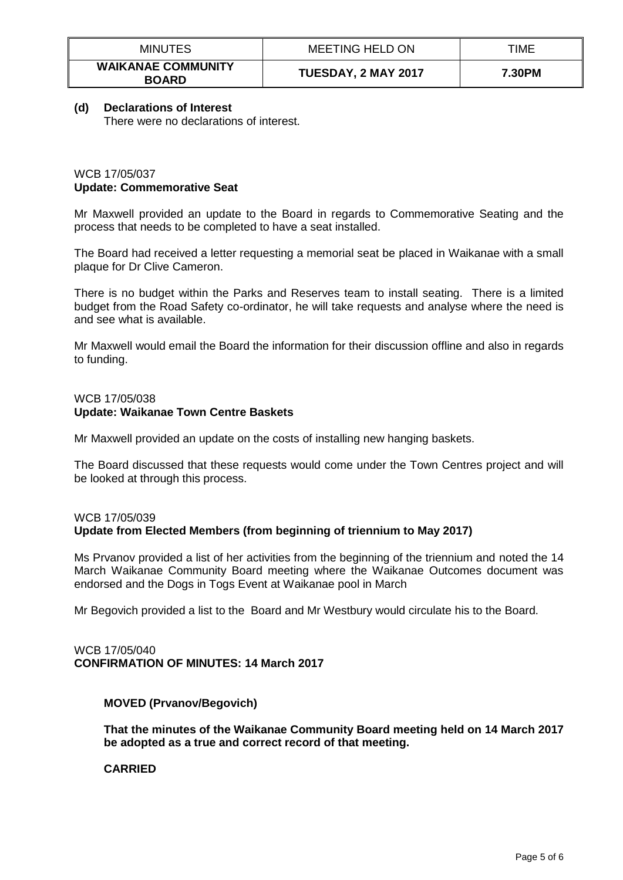| MINUTES | MEETING HELD ON | TIME |
| --- | --- | --- |
| **WAIKANAE COMMUNITY BOARD** | **TUESDAY, 2 MAY 2017** | **7.30PM** |

**(d) Declarations of Interest**

There were no declarations of interest.

WCB 17/05/037
**Update: Commemorative Seat**

Mr Maxwell provided an update to the Board in regards to Commemorative Seating and the process that needs to be completed to have a seat installed.

The Board had received a letter requesting a memorial seat be placed in Waikanae with a small plaque for Dr Clive Cameron.

There is no budget within the Parks and Reserves team to install seating. There is a limited budget from the Road Safety co-ordinator, he will take requests and analyse where the need is and see what is available.

Mr Maxwell would email the Board the information for their discussion offline and also in regards to funding.

WCB 17/05/038
**Update: Waikanae Town Centre Baskets**

Mr Maxwell provided an update on the costs of installing new hanging baskets.

The Board discussed that these requests would come under the Town Centres project and will be looked at through this process.

WCB 17/05/039
**Update from Elected Members (from beginning of triennium to May 2017)**

Ms Prvanov provided a list of her activities from the beginning of the triennium and noted the 14 March Waikanae Community Board meeting where the Waikanae Outcomes document was endorsed and the Dogs in Togs Event at Waikanae pool in March

Mr Begovich provided a list to the Board and Mr Westbury would circulate his to the Board.

WCB 17/05/040
**CONFIRMATION OF MINUTES: 14 March 2017**

**MOVED (Prvanov/Begovich)**

**That the minutes of the Waikanae Community Board meeting held on 14 March 2017 be adopted as a true and correct record of that meeting.**

**CARRIED**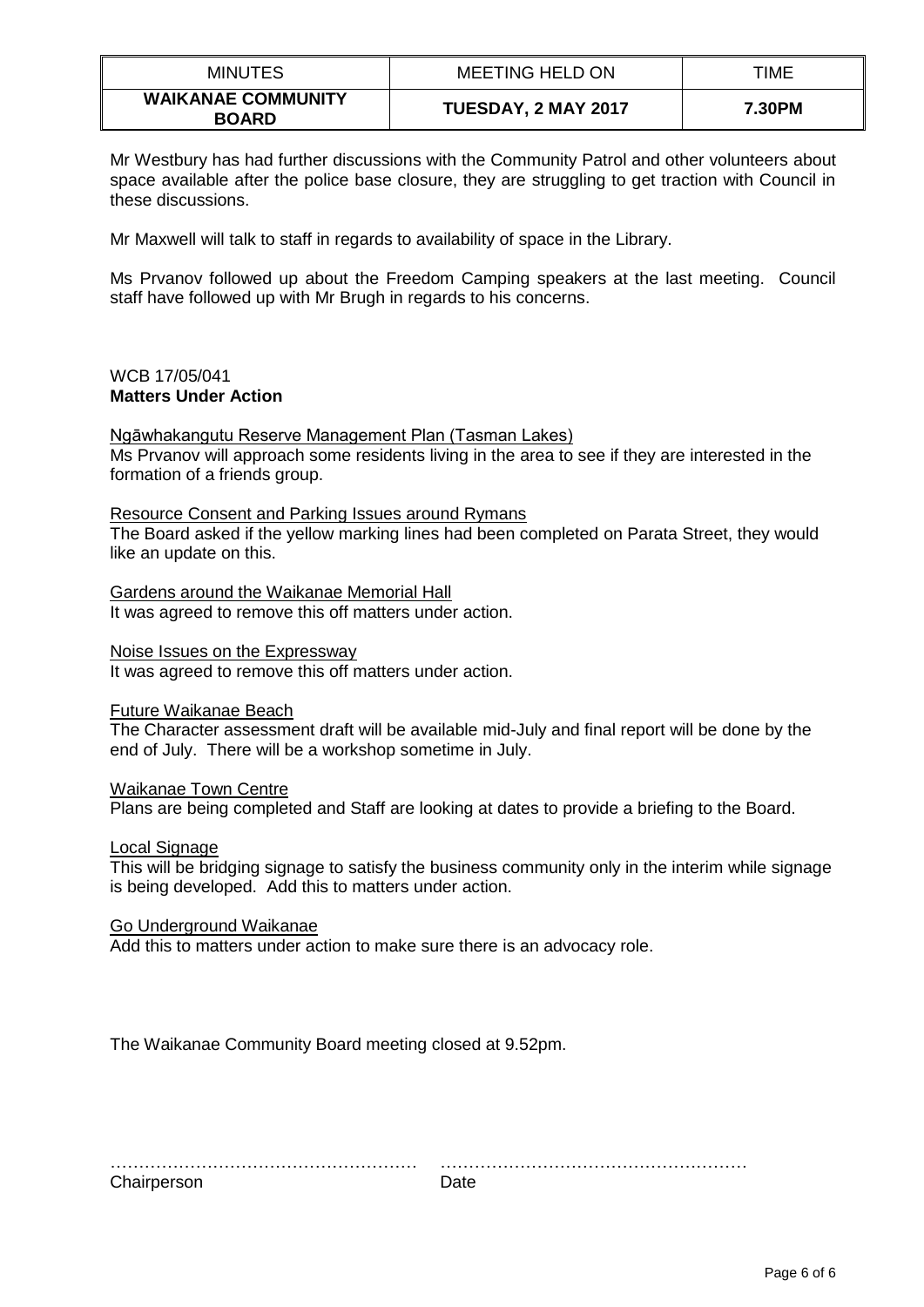Mr Westbury has had further discussions with the Community Patrol and other volunteers about space available after the police base closure, they are struggling to get traction with Council in these discussions.

Mr Maxwell will talk to staff in regards to availability of space in the Library.

Ms Prvanov followed up about the Freedom Camping speakers at the last meeting. Council staff have followed up with Mr Brugh in regards to his concerns.

WCB 17/05/041
**Matters Under Action**

Ngāwhakangutu Reserve Management Plan (Tasman Lakes)
Ms Prvanov will approach some residents living in the area to see if they are interested in the formation of a friends group.

Resource Consent and Parking Issues around Rymans
The Board asked if the yellow marking lines had been completed on Parata Street, they would like an update on this.

Gardens around the Waikanae Memorial Hall
It was agreed to remove this off matters under action.

Noise Issues on the Expressway
It was agreed to remove this off matters under action.

Future Waikanae Beach
The Character assessment draft will be available mid-July and final report will be done by the end of July. There will be a workshop sometime in July.

Waikanae Town Centre
Plans are being completed and Staff are looking at dates to provide a briefing to the Board.

Local Signage
This will be bridging signage to satisfy the business community only in the interim while signage is being developed. Add this to matters under action.

Go Underground Waikanae
Add this to matters under action to make sure there is an advocacy role.

The Waikanae Community Board meeting closed at 9.52pm.

……………………………………………… ………………………………………………
Chairperson Date